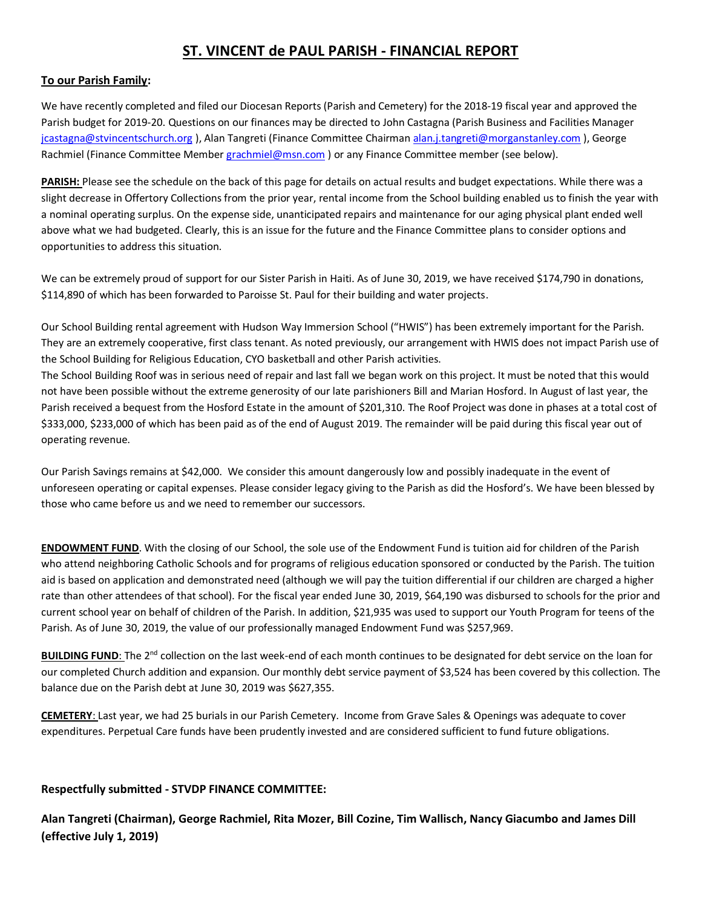# ST. VINCENT de PAUL PARISH - FINANCIAL REPORT

**To our Parish Family:**

We have recently completed and filed our Diocesan Reports (Parish and Cemetery) for the 2018-19 fiscal year and approved the Parish budget for 2019-20. Questions on our finances may be directed to John Castagna (Parish Business and Facilities Manager jcastagna@stvincentschurch.org ), Alan Tangreti (Finance Committee Chairman alan.j.tangreti@morganstanley.com ), George Rachmiel (Finance Committee Member grachmiel@msn.com ) or any Finance Committee member (see below).

**PARISH:** Please see the schedule on the back of this page for details on actual results and budget expectations. While there was a slight decrease in Offertory Collections from the prior year, rental income from the School building enabled us to finish the year with a nominal operating surplus. On the expense side, unanticipated repairs and maintenance for our aging physical plant ended well above what we had budgeted. Clearly, this is an issue for the future and the Finance Committee plans to consider options and opportunities to address this situation.

We can be extremely proud of support for our Sister Parish in Haiti. As of June 30, 2019, we have received $174,790 in donations, $114,890 of which has been forwarded to Paroisse St. Paul for their building and water projects.

Our School Building rental agreement with Hudson Way Immersion School ("HWIS") has been extremely important for the Parish. They are an extremely cooperative, first class tenant. As noted previously, our arrangement with HWIS does not impact Parish use of the School Building for Religious Education, CYO basketball and other Parish activities.

The School Building Roof was in serious need of repair and last fall we began work on this project. It must be noted that this would not have been possible without the extreme generosity of our late parishioners Bill and Marian Hosford. In August of last year, the Parish received a bequest from the Hosford Estate in the amount of $201,310. The Roof Project was done in phases at a total cost of $333,000, $233,000 of which has been paid as of the end of August 2019. The remainder will be paid during this fiscal year out of operating revenue.

Our Parish Savings remains at $42,000. We consider this amount dangerously low and possibly inadequate in the event of unforeseen operating or capital expenses. Please consider legacy giving to the Parish as did the Hosford's. We have been blessed by those who came before us and we need to remember our successors.

**ENDOWMENT FUND**. With the closing of our School, the sole use of the Endowment Fund is tuition aid for children of the Parish who attend neighboring Catholic Schools and for programs of religious education sponsored or conducted by the Parish. The tuition aid is based on application and demonstrated need (although we will pay the tuition differential if our children are charged a higher rate than other attendees of that school). For the fiscal year ended June 30, 2019, $64,190 was disbursed to schools for the prior and current school year on behalf of children of the Parish. In addition, $21,935 was used to support our Youth Program for teens of the Parish. As of June 30, 2019, the value of our professionally managed Endowment Fund was $257,969.

**BUILDING FUND**: The 2nd collection on the last week-end of each month continues to be designated for debt service on the loan for our completed Church addition and expansion. Our monthly debt service payment of $3,524 has been covered by this collection. The balance due on the Parish debt at June 30, 2019 was $627,355.

**CEMETERY**: Last year, we had 25 burials in our Parish Cemetery. Income from Grave Sales & Openings was adequate to cover expenditures. Perpetual Care funds have been prudently invested and are considered sufficient to fund future obligations.

**Respectfully submitted - STVDP FINANCE COMMITTEE:**

**Alan Tangreti (Chairman), George Rachmiel, Rita Mozer, Bill Cozine, Tim Wallisch, Nancy Giacumbo and James Dill (effective July 1, 2019)**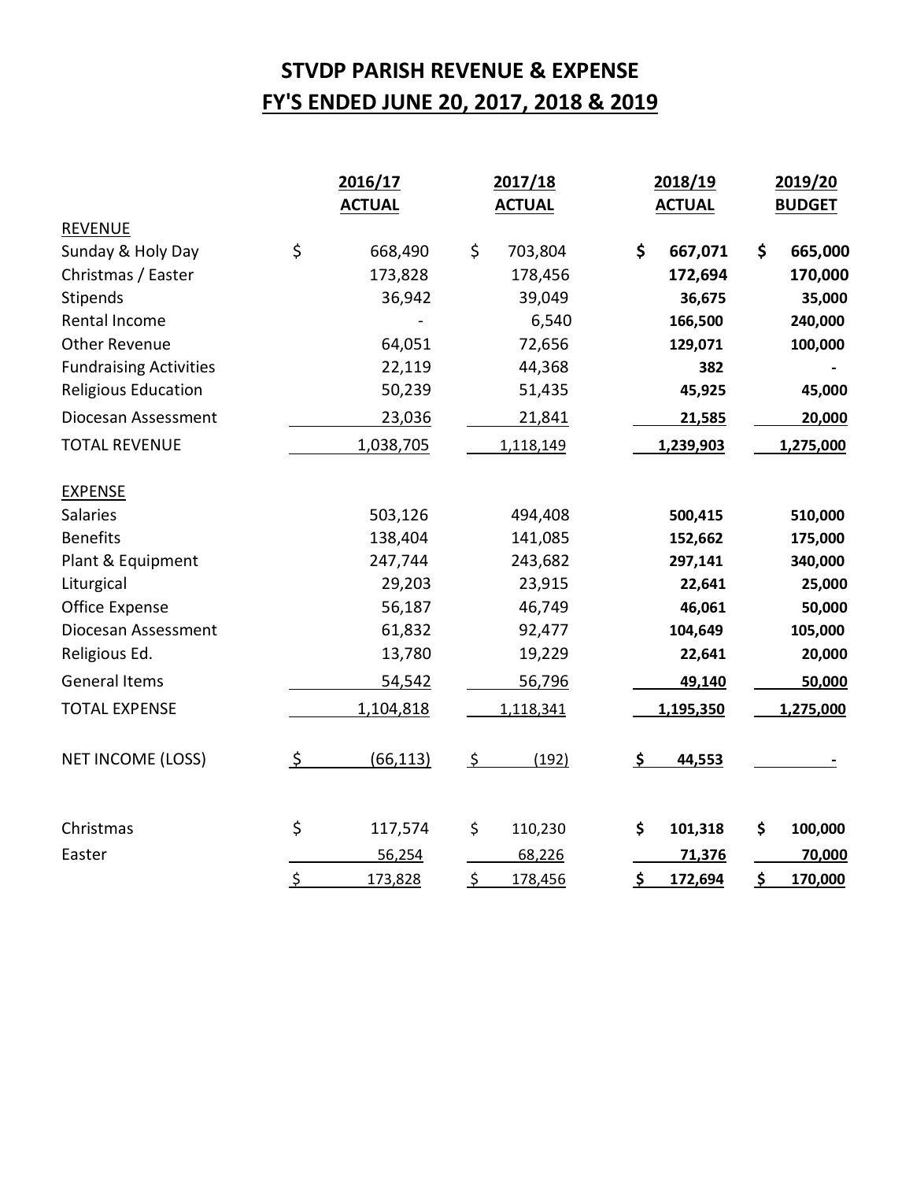# STVDP PARISH REVENUE & EXPENSE

## FY'S ENDED JUNE 20, 2017, 2018 & 2019

| | 2016/17 ACTUAL | 2017/18 ACTUAL | 2018/19 ACTUAL | 2019/20 BUDGET |
|---|---|---|---|---|
| REVENUE | | | | |
| Sunday & Holy Day | $ 668,490 | $ 703,804 | **$ 667,071** | **$ 665,000** |
| Christmas / Easter | 173,828 | 178,456 | **172,694** | **170,000** |
| Stipends | 36,942 | 39,049 | **36,675** | **35,000** |
| Rental Income | - | 6,540 | **166,500** | **240,000** |
| Other Revenue | 64,051 | 72,656 | **129,071** | **100,000** |
| Fundraising Activities | 22,119 | 44,368 | **382** | **-** |
| Religious Education | 50,239 | 51,435 | **45,925** | **45,000** |
| Diocesan Assessment | 23,036 | 21,841 | **21,585** | **20,000** |
| TOTAL REVENUE | 1,038,705 | 1,118,149 | **1,239,903** | **1,275,000** |
| EXPENSE | | | | |
| Salaries | 503,126 | 494,408 | **500,415** | **510,000** |
| Benefits | 138,404 | 141,085 | **152,662** | **175,000** |
| Plant & Equipment | 247,744 | 243,682 | **297,141** | **340,000** |
| Liturgical | 29,203 | 23,915 | **22,641** | **25,000** |
| Office Expense | 56,187 | 46,749 | **46,061** | **50,000** |
| Diocesan Assessment | 61,832 | 92,477 | **104,649** | **105,000** |
| Religious Ed. | 13,780 | 19,229 | **22,641** | **20,000** |
| General Items | 54,542 | 56,796 | **49,140** | **50,000** |
| TOTAL EXPENSE | 1,104,818 | 1,118,341 | **1,195,350** | **1,275,000** |
| NET INCOME (LOSS) | $ (66,113) | $ (192) | **$ 44,553** | **-** |
| Christmas | $ 117,574 | $ 110,230 | **$ 101,318** | **$ 100,000** |
| Easter | 56,254 | 68,226 | **71,376** | **70,000** |
| | $ 173,828 | $ 178,456 | **$ 172,694** | **$ 170,000** |